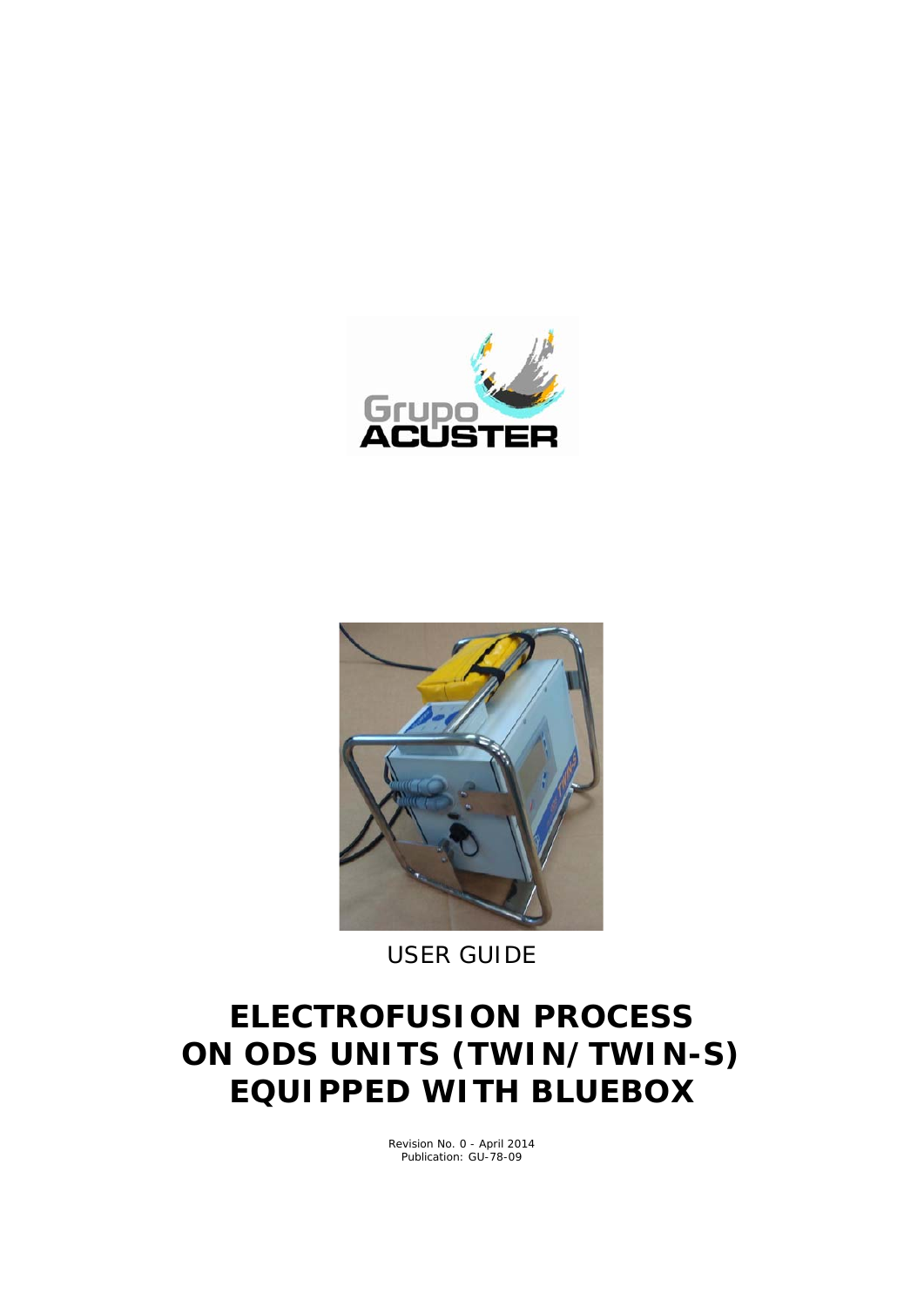USER GUIDE

# ELECTROFUSION PROCESS ON ODS UNITS (TWIN/TWIN-S) EQUIPPED WITH BLUEBOX

Revision No. 0 - April 2014
Publication: GU-78-09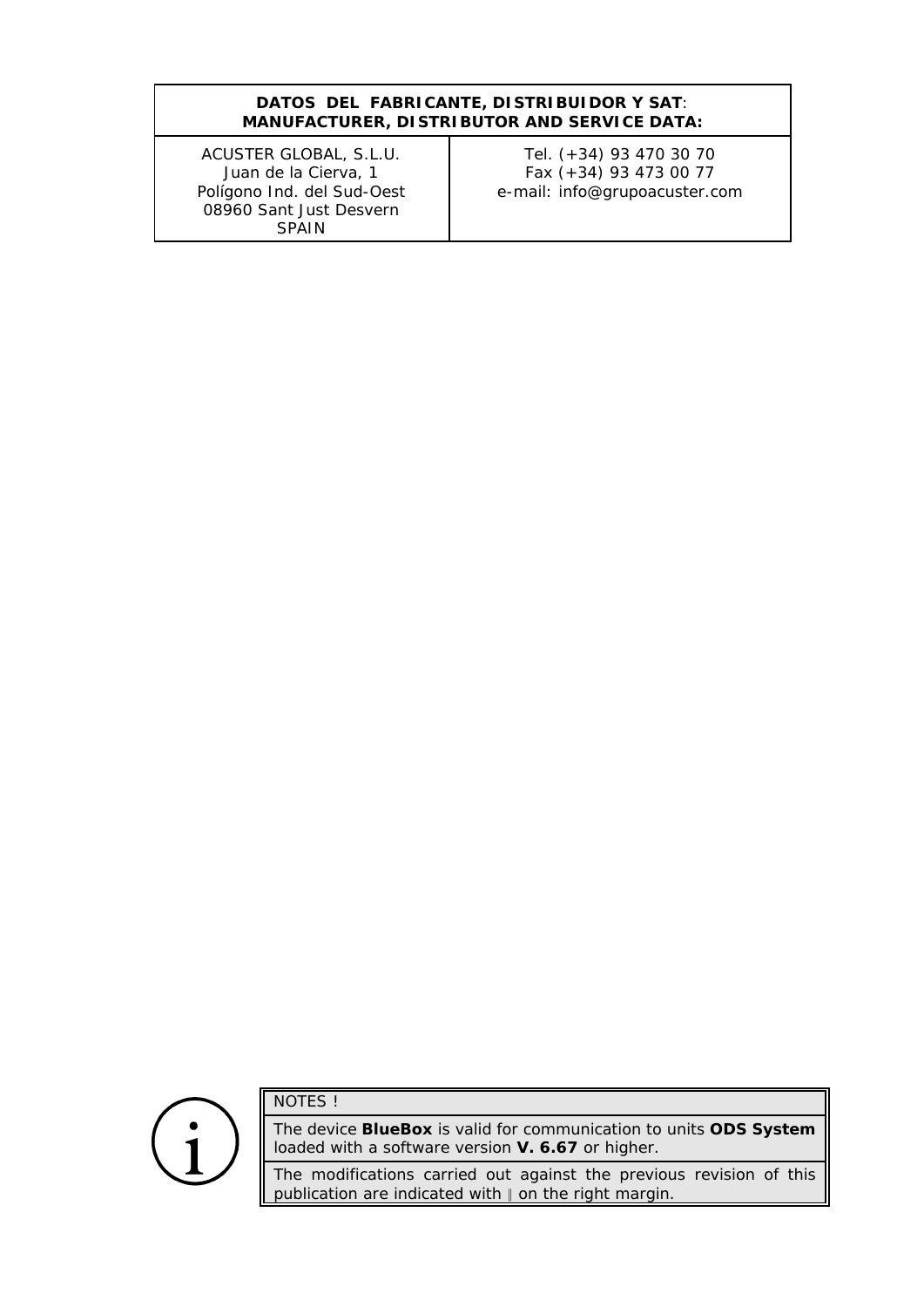| **DATOS DEL FABRICANTE, DISTRIBUIDOR Y SAT**:<br>**MANUFACTURER, DISTRIBUTOR AND SERVICE DATA:** | |
|---|---|
| ACUSTER GLOBAL, S.L.U.<br>Juan de la Cierva, 1<br>Polígono Ind. del Sud-Oest<br>08960 Sant Just Desvern<br>SPAIN | Tel. (+34) 93 470 30 70<br>Fax (+34) 93 473 00 77<br>e-mail: info@grupoacuster.com |

| NOTES ! |
|---|
| The device **BlueBox** is valid for communication to units **ODS System** loaded with a software version **V. 6.67** or higher. |
| The modifications carried out against the previous revision of this publication are indicated with ‖ on the right margin. |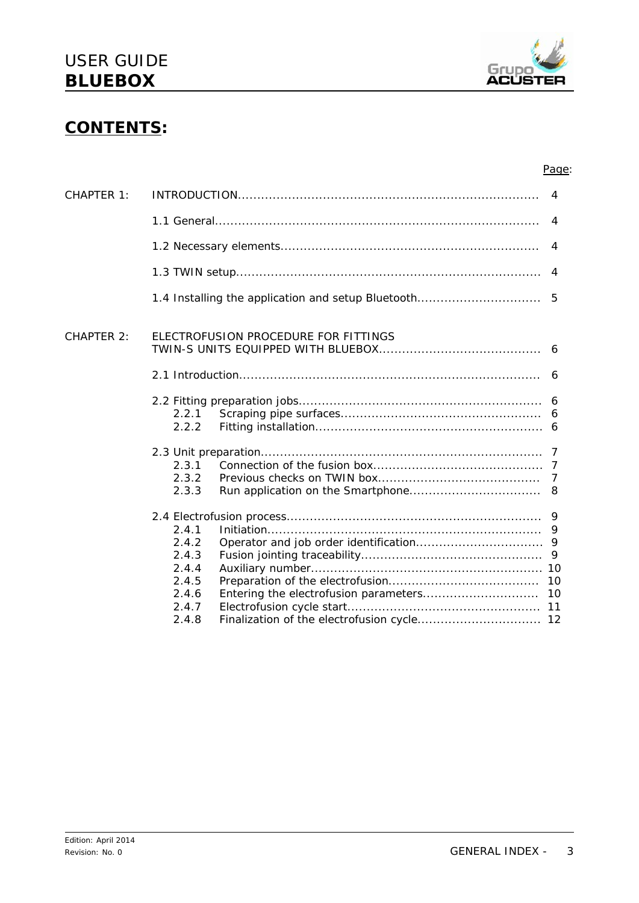## CONTENTS:

| | | Page: |
|---|---|---|
| CHAPTER 1: | INTRODUCTION | 4 |
| | 1.1 General | 4 |
| | 1.2 Necessary elements | 4 |
| | 1.3 TWIN setup | 4 |
| | 1.4 Installing the application and setup Bluetooth | 5 |
| CHAPTER 2: | ELECTROFUSION PROCEDURE FOR FITTINGS TWIN-S UNITS EQUIPPED WITH BLUEBOX | 6 |
| | 2.1 Introduction | 6 |
| | 2.2 Fitting preparation jobs | 6 |
| | 2.2.1 Scraping pipe surfaces | 6 |
| | 2.2.2 Fitting installation | 6 |
| | 2.3 Unit preparation | 7 |
| | 2.3.1 Connection of the fusion box | 7 |
| | 2.3.2 Previous checks on TWIN box | 7 |
| | 2.3.3 Run application on the Smartphone | 8 |
| | 2.4 Electrofusion process | 9 |
| | 2.4.1 Initiation | 9 |
| | 2.4.2 Operator and job order identification | 9 |
| | 2.4.3 Fusion jointing traceability | 9 |
| | 2.4.4 Auxiliary number | 10 |
| | 2.4.5 Preparation of the electrofusion | 10 |
| | 2.4.6 Entering the electrofusion parameters | 10 |
| | 2.4.7 Electrofusion cycle start | 11 |
| | 2.4.8 Finalization of the electrofusion cycle | 12 |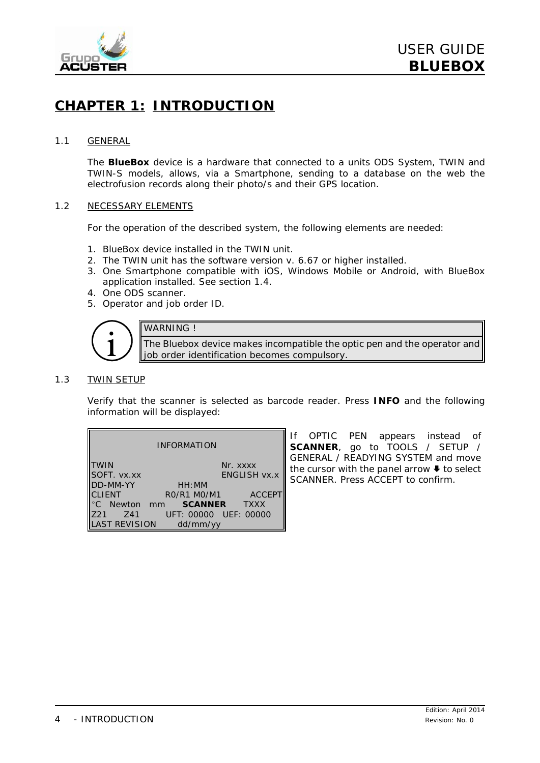# CHAPTER 1: INTRODUCTION

## 1.1 GENERAL

The **BlueBox** device is a hardware that connected to a units ODS System, TWIN and TWIN-S models, allows, via a Smartphone, sending to a database on the web the electrofusion records along their photo/s and their GPS location.

## 1.2 NECESSARY ELEMENTS

For the operation of the described system, the following elements are needed:

1. BlueBox device installed in the TWIN unit.
2. The TWIN unit has the software version v. 6.67 or higher installed.
3. One Smartphone compatible with iOS, Windows Mobile or Android, with BlueBox application installed. See section 1.4.
4. One ODS scanner.
5. Operator and job order ID.

| WARNING ! |
| --- |
| The Bluebox device makes incompatible the optic pen and the operator and job order identification becomes compulsory. |

## 1.3 TWIN SETUP

Verify that the scanner is selected as barcode reader. Press **INFO** and the following information will be displayed:

```
              INFORMATION

TWIN                              Nr. xxxx
SOFT. vx.xx                       ENGLISH vx.x
DD-MM-YY            HH:MM
CLIENT            R0/R1 M0/M1          ACCEPT
°C  Newton   mm     SCANNER      TXXX
Z21     Z41       UFT: 00000   UEF: 00000
LAST REVISION       dd/mm/yy
```

If OPTIC PEN appears instead of **SCANNER**, go to TOOLS / SETUP / GENERAL / READYING SYSTEM and move the cursor with the panel arrow ⬇ to select SCANNER. Press ACCEPT to confirm.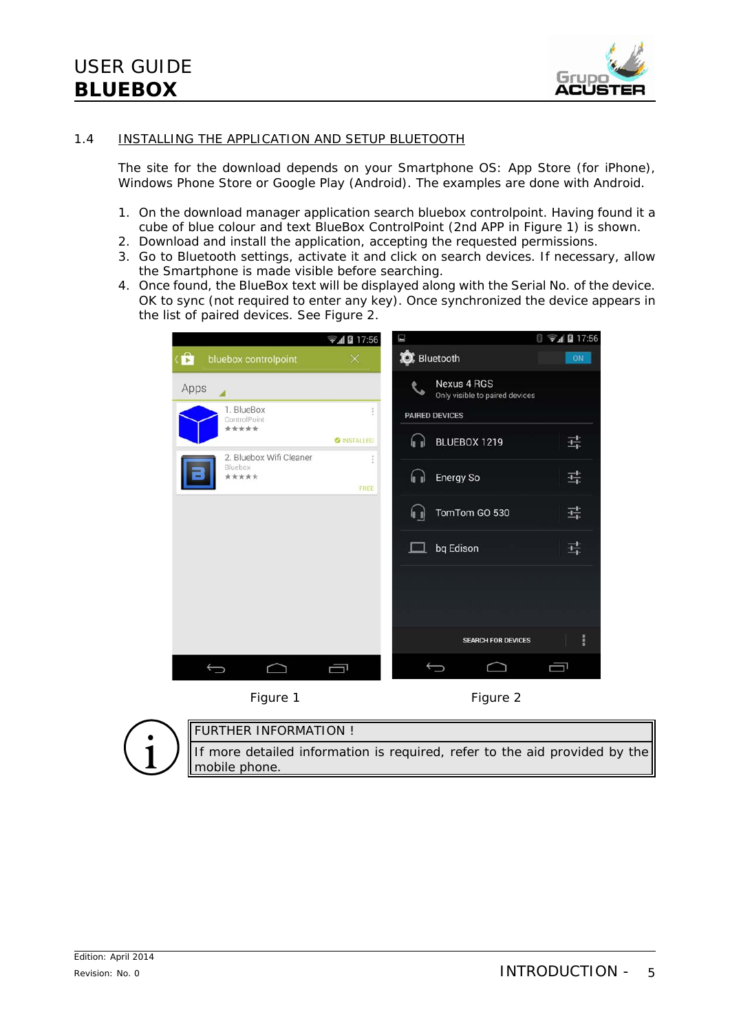## 1.4 INSTALLING THE APPLICATION AND SETUP BLUETOOTH

The site for the download depends on your Smartphone OS: App Store (for iPhone), Windows Phone Store or Google Play (Android). The examples are done with Android.

1. On the download manager application search bluebox controlpoint. Having found it a cube of blue colour and text BlueBox ControlPoint (2nd APP in Figure 1) is shown.
2. Download and install the application, accepting the requested permissions.
3. Go to Bluetooth settings, activate it and click on search devices. If necessary, allow the Smartphone is made visible before searching.
4. Once found, the BlueBox text will be displayed along with the Serial No. of the device. OK to sync (not required to enter any key). Once synchronized the device appears in the list of paired devices. See Figure 2.

Figure 1

Figure 2

| FURTHER INFORMATION ! |
|---|
| If more detailed information is required, refer to the aid provided by the mobile phone. |

Edition: April 2014

Revision: No. 0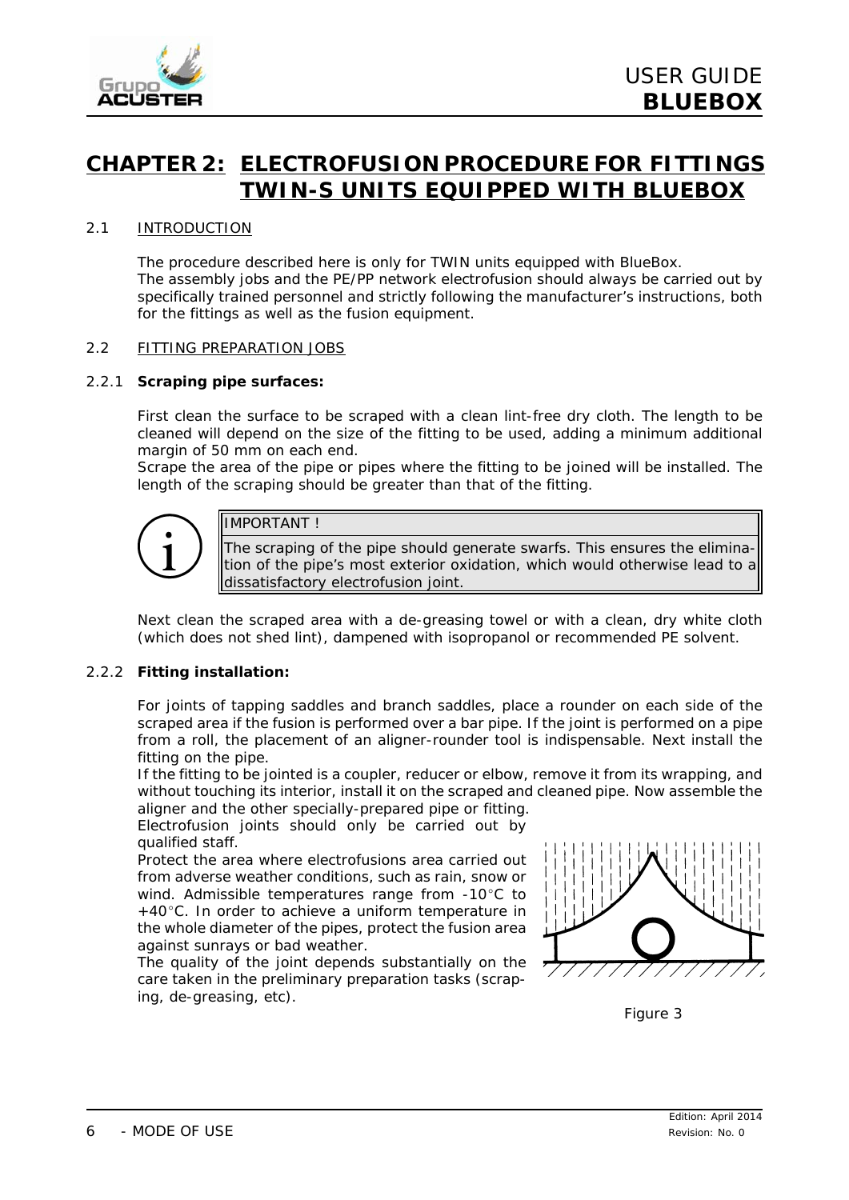# CHAPTER 2: ELECTROFUSION PROCEDURE FOR FITTINGS TWIN-S UNITS EQUIPPED WITH BLUEBOX

## 2.1 INTRODUCTION

The procedure described here is only for TWIN units equipped with BlueBox.
The assembly jobs and the PE/PP network electrofusion should always be carried out by specifically trained personnel and strictly following the manufacturer's instructions, both for the fittings as well as the fusion equipment.

## 2.2 FITTING PREPARATION JOBS

### 2.2.1 Scraping pipe surfaces:

First clean the surface to be scraped with a clean lint-free dry cloth. The length to be cleaned will depend on the size of the fitting to be used, adding a minimum additional margin of 50 mm on each end.
Scrape the area of the pipe or pipes where the fitting to be joined will be installed. The length of the scraping should be greater than that of the fitting.

| IMPORTANT ! |
| --- |
| The scraping of the pipe should generate swarfs. This ensures the elimination of the pipe's most exterior oxidation, which would otherwise lead to a dissatisfactory electrofusion joint. |

Next clean the scraped area with a de-greasing towel or with a clean, dry white cloth (which does not shed lint), dampened with isopropanol or recommended PE solvent.

### 2.2.2 Fitting installation:

For joints of tapping saddles and branch saddles, place a rounder on each side of the scraped area if the fusion is performed over a bar pipe. If the joint is performed on a pipe from a roll, the placement of an aligner-rounder tool is indispensable. Next install the fitting on the pipe.
If the fitting to be jointed is a coupler, reducer or elbow, remove it from its wrapping, and without touching its interior, install it on the scraped and cleaned pipe. Now assemble the aligner and the other specially-prepared pipe or fitting.
Electrofusion joints should only be carried out by qualified staff.
Protect the area where electrofusions area carried out from adverse weather conditions, such as rain, snow or wind. Admissible temperatures range from -10°C to +40°C. In order to achieve a uniform temperature in the whole diameter of the pipes, protect the fusion area against sunrays or bad weather.
The quality of the joint depends substantially on the care taken in the preliminary preparation tasks (scraping, de-greasing, etc).

Figure 3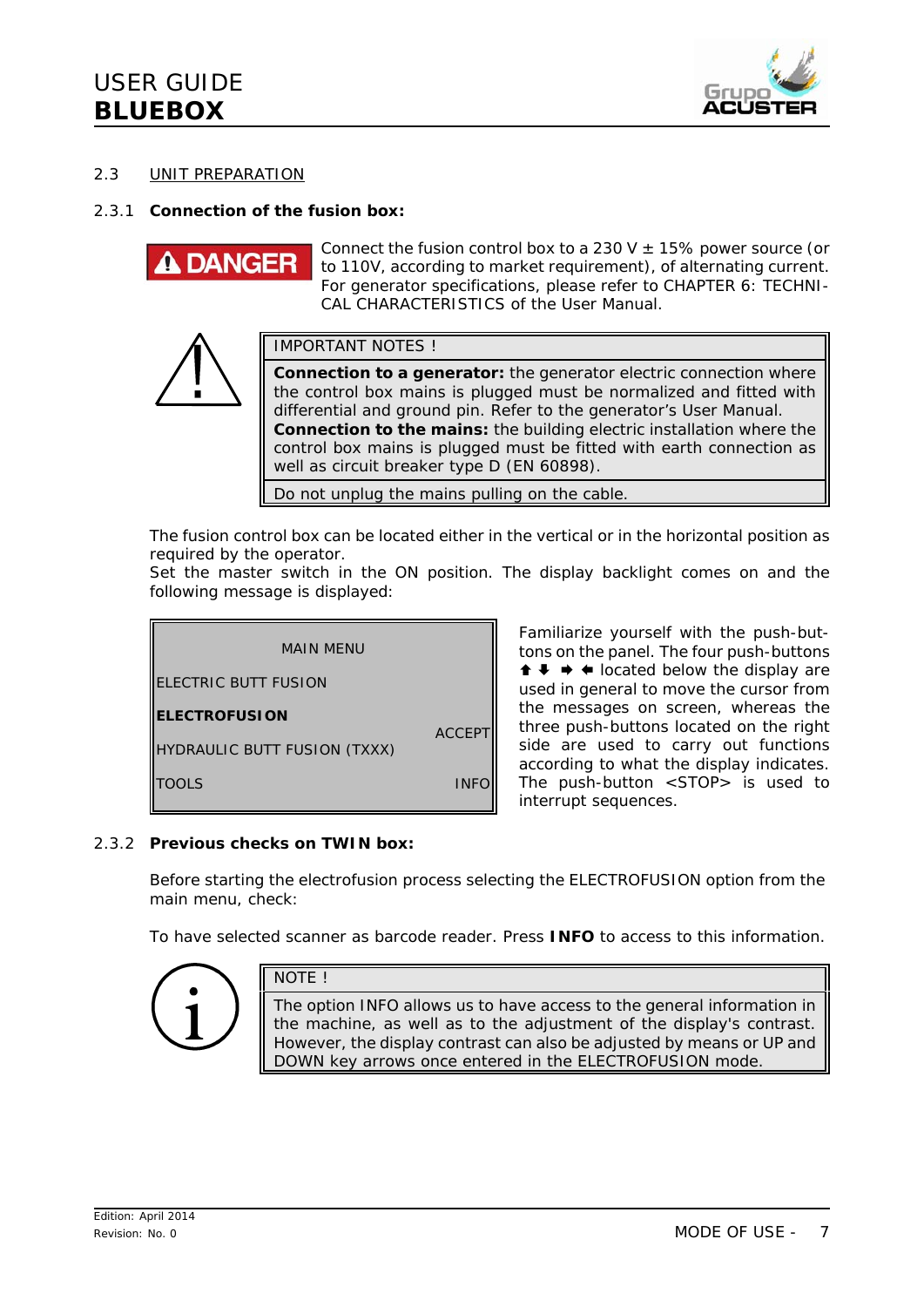## 2.3 UNIT PREPARATION

### 2.3.1 Connection of the fusion box:

**DANGER**

Connect the fusion control box to a 230 V ± 15% power source (or to 110V, according to market requirement), of alternating current. For generator specifications, please refer to CHAPTER 6: TECHNICAL CHARACTERISTICS of the User Manual.

| IMPORTANT NOTES ! |
|---|
| **Connection to a generator:** the generator electric connection where the control box mains is plugged must be normalized and fitted with differential and ground pin. Refer to the generator's User Manual. **Connection to the mains:** the building electric installation where the control box mains is plugged must be fitted with earth connection as well as circuit breaker type D (EN 60898). |
| Do not unplug the mains pulling on the cable. |

The fusion control box can be located either in the vertical or in the horizontal position as required by the operator.

Set the master switch in the ON position. The display backlight comes on and the following message is displayed:

```
            MAIN MENU
ELECTRIC BUTT FUSION
ELECTROFUSION
                                  ACCEPT
HYDRAULIC BUTT FUSION (TXXX)
TOOLS                               INFO
```

Familiarize yourself with the push-buttons on the panel. The four push-buttons ⬆ ⬇ ➡ ⬅ located below the display are used in general to move the cursor from the messages on screen, whereas the three push-buttons located on the right side are used to carry out functions according to what the display indicates. The push-button <STOP> is used to interrupt sequences.

### 2.3.2 Previous checks on TWIN box:

Before starting the electrofusion process selecting the ELECTROFUSION option from the main menu, check:

To have selected scanner as barcode reader. Press **INFO** to access to this information.

| NOTE ! |
|---|
| The option INFO allows us to have access to the general information in the machine, as well as to the adjustment of the display's contrast. However, the display contrast can also be adjusted by means or UP and DOWN key arrows once entered in the ELECTROFUSION mode. |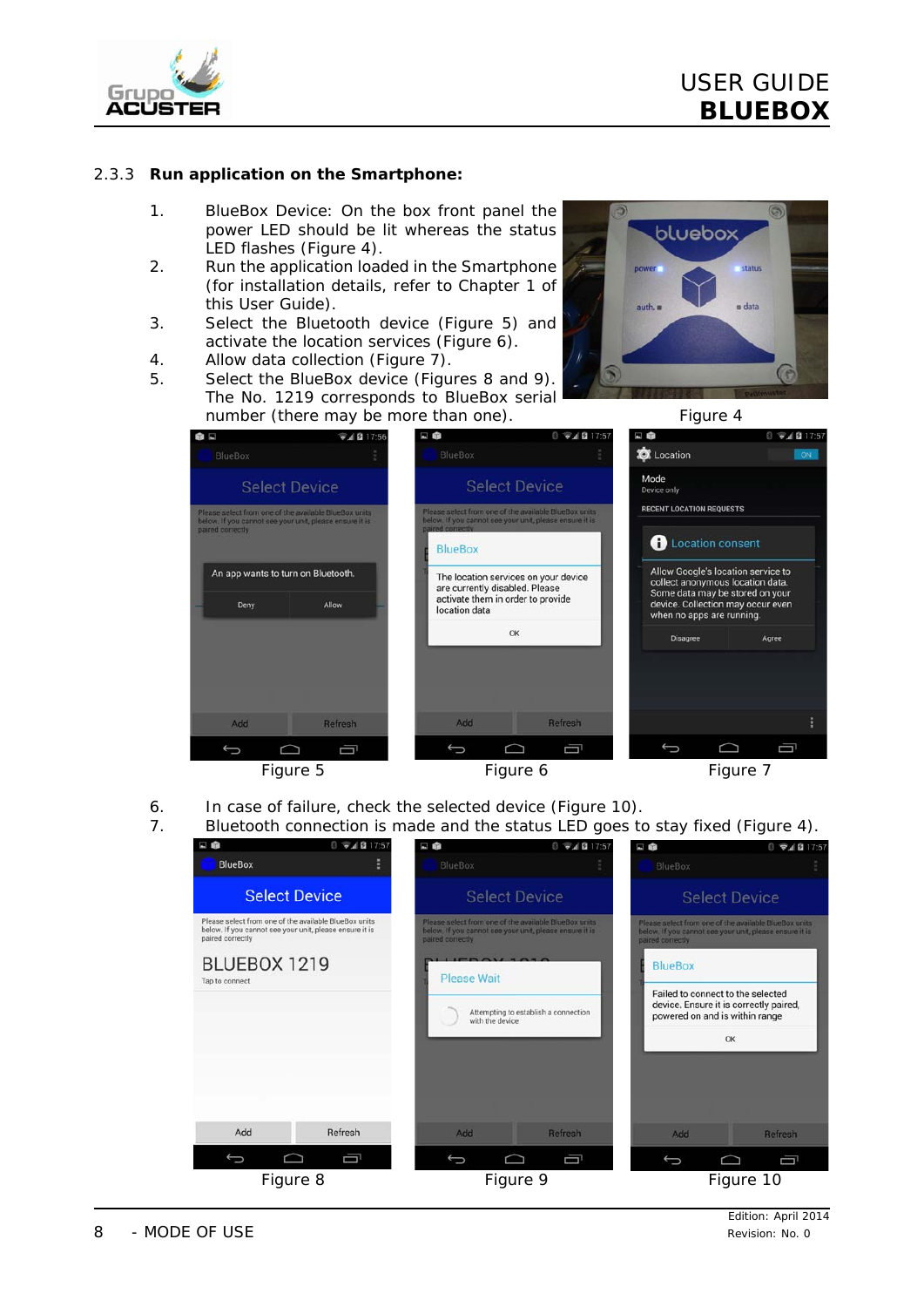### 2.3.3 Run application on the Smartphone:

1. BlueBox Device: On the box front panel the power LED should be lit whereas the status LED flashes (Figure 4).
2. Run the application loaded in the Smartphone (for installation details, refer to Chapter 1 of this User Guide).
3. Select the Bluetooth device (Figure 5) and activate the location services (Figure 6).
4. Allow data collection (Figure 7).
5. Select the BlueBox device (Figures 8 and 9). The No. 1219 corresponds to BlueBox serial number (there may be more than one).

Figure 4

Figure 5

Figure 6

Figure 7

6. In case of failure, check the selected device (Figure 10).
7. Bluetooth connection is made and the status LED goes to stay fixed (Figure 4).

Figure 8

Figure 9

Figure 10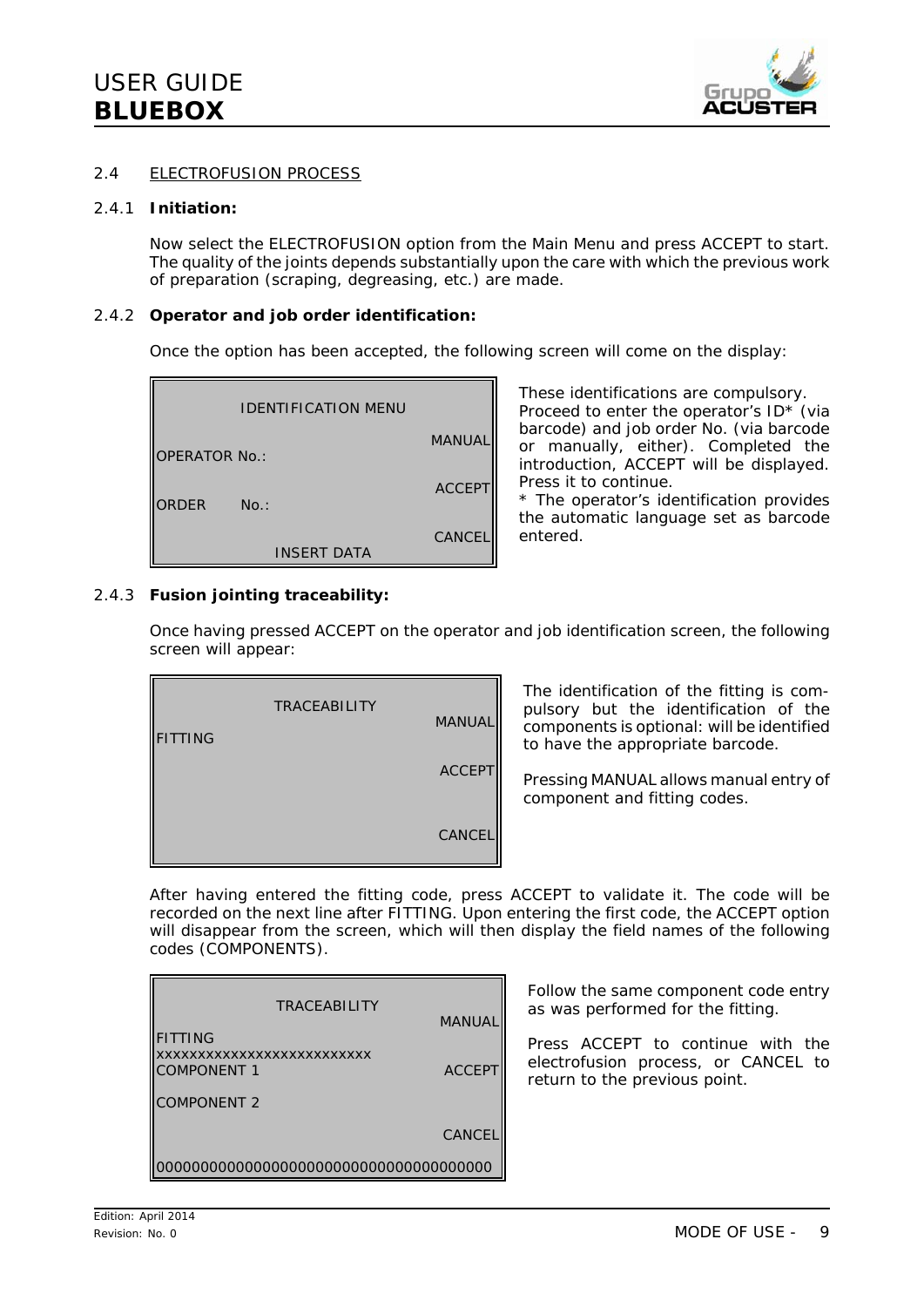## 2.4 ELECTROFUSION PROCESS

### 2.4.1 Initiation:

Now select the ELECTROFUSION option from the Main Menu and press ACCEPT to start. The quality of the joints depends substantially upon the care with which the previous work of preparation (scraping, degreasing, etc.) are made.

### 2.4.2 Operator and job order identification:

Once the option has been accepted, the following screen will come on the display:

```
        IDENTIFICATION MENU
                                  MANUAL
OPERATOR No.:
                                  ACCEPT
ORDER      No.:
                                  CANCEL
              INSERT DATA
```

These identifications are compulsory. Proceed to enter the operator's ID* (via barcode) and job order No. (via barcode or manually, either). Completed the introduction, ACCEPT will be displayed. Press it to continue.

* The operator's identification provides the automatic language set as barcode entered.

### 2.4.3 Fusion jointing traceability:

Once having pressed ACCEPT on the operator and job identification screen, the following screen will appear:

```
            TRACEABILITY
                                  MANUAL
FITTING
                                  ACCEPT


                                  CANCEL
```

The identification of the fitting is compulsory but the identification of the components is optional: will be identified to have the appropriate barcode.

Pressing MANUAL allows manual entry of component and fitting codes.

After having entered the fitting code, press ACCEPT to validate it. The code will be recorded on the next line after FITTING. Upon entering the first code, the ACCEPT option will disappear from the screen, which will then display the field names of the following codes (COMPONENTS).

```
            TRACEABILITY
                                  MANUAL
FITTING
xxxxxxxxxxxxxxxxxxxxxxxxxx
COMPONENT 1                       ACCEPT

COMPONENT 2

                                  CANCEL

000000000000000000000000000000000000
```

Follow the same component code entry as was performed for the fitting.

Press ACCEPT to continue with the electrofusion process, or CANCEL to return to the previous point.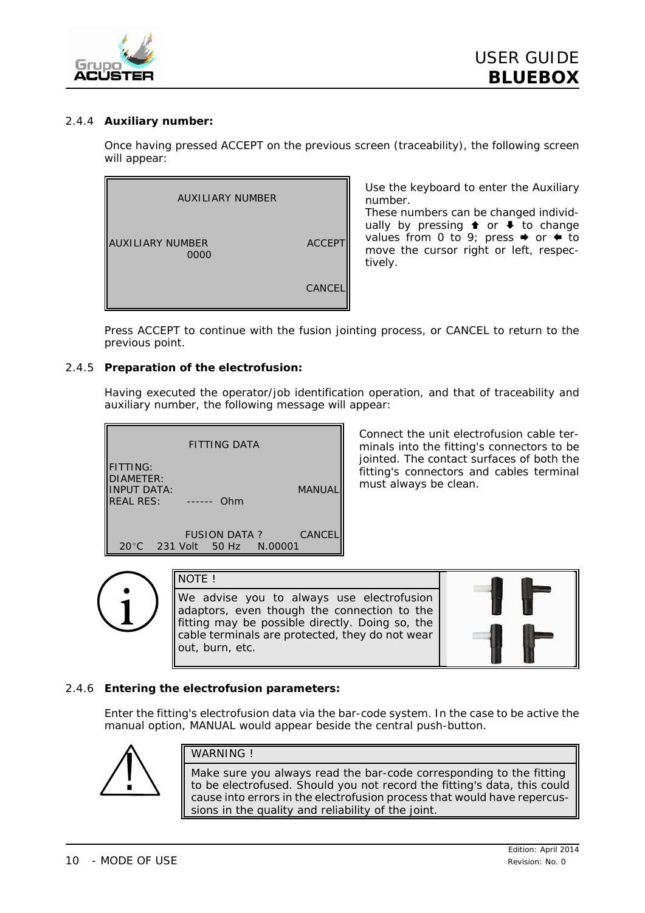### 2.4.4 **Auxiliary number:**

Once having pressed ACCEPT on the previous screen (traceability), the following screen will appear:

```
AUXILIARY NUMBER

AUXILIARY NUMBER                ACCEPT
        0000

                                CANCEL
```

Use the keyboard to enter the Auxiliary number.
These numbers can be changed individually by pressing ⬆ or ⬇ to change values from 0 to 9; press ➡ or ⬅ to move the cursor right or left, respectively.

Press ACCEPT to continue with the fusion jointing process, or CANCEL to return to the previous point.

### 2.4.5 **Preparation of the electrofusion:**

Having executed the operator/job identification operation, and that of traceability and auxiliary number, the following message will appear:

```
FITTING DATA

FITTING:
DIAMETER:
INPUT DATA:                     MANUAL
REAL RES:     ------ Ohm

          FUSION DATA ?         CANCEL
  20°C   231 Volt   50 Hz   N.00001
```

Connect the unit electrofusion cable terminals into the fitting's connectors to be jointed. The contact surfaces of both the fitting's connectors and cables terminal must always be clean.

> NOTE !
>
> We advise you to always use electrofusion adaptors, even though the connection to the fitting may be possible directly. Doing so, the cable terminals are protected, they do not wear out, burn, etc.

### 2.4.6 **Entering the electrofusion parameters:**

Enter the fitting's electrofusion data via the bar-code system. In the case to be active the manual option, MANUAL would appear beside the central push-button.

> WARNING !
>
> Make sure you always read the bar-code corresponding to the fitting to be electrofused. Should you not record the fitting's data, this could cause into errors in the electrofusion process that would have repercussions in the quality and reliability of the joint.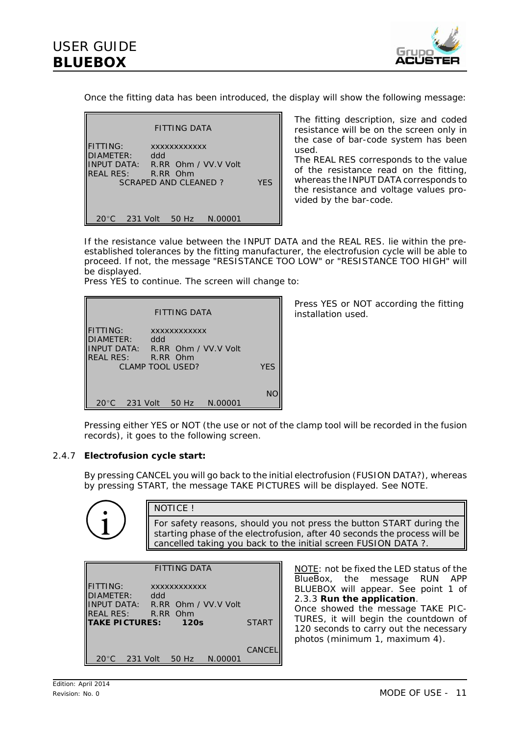Once the fitting data has been introduced, the display will show the following message:

```
            FITTING DATA
FITTING:      xxxxxxxxxxxx
DIAMETER:     ddd
INPUT DATA:   R.RR  Ohm / VV.V Volt
REAL RES:     R.RR  Ohm
     SCRAPED AND CLEANED ?          YES


  20°C   231 Volt   50 Hz   N.00001
```

The fitting description, size and coded resistance will be on the screen only in the case of bar-code system has been used.

The REAL RES corresponds to the value of the resistance read on the fitting, whereas the INPUT DATA corresponds to the resistance and voltage values provided by the bar-code.

If the resistance value between the INPUT DATA and the REAL RES. lie within the pre-established tolerances by the fitting manufacturer, the electrofusion cycle will be able to proceed. If not, the message "RESISTANCE TOO LOW" or "RESISTANCE TOO HIGH" will be displayed.

Press YES to continue. The screen will change to:

```
            FITTING DATA
FITTING:      xxxxxxxxxxxx
DIAMETER:     ddd
INPUT DATA:   R.RR  Ohm / VV.V Volt
REAL RES:     R.RR  Ohm
     CLAMP TOOL USED?               YES


                                     NO
  20°C   231 Volt   50 Hz   N.00001
```

Press YES or NOT according the fitting installation used.

Pressing either YES or NOT (the use or not of the clamp tool will be recorded in the fusion records), it goes to the following screen.

### 2.4.7 Electrofusion cycle start:

By pressing CANCEL you will go back to the initial electrofusion (FUSION DATA?), whereas by pressing START, the message TAKE PICTURES will be displayed. See NOTE.

> **NOTICE !**
>
> For safety reasons, should you not press the button START during the starting phase of the electrofusion, after 40 seconds the process will be cancelled taking you back to the initial screen FUSION DATA ?.

```
            FITTING DATA
FITTING:      xxxxxxxxxxxx
DIAMETER:     ddd
INPUT DATA:   R.RR  Ohm / VV.V Volt
REAL RES:     R.RR  Ohm
TAKE PICTURES:      120s          START


                                 CANCEL
  20°C   231 Volt   50 Hz   N.00001
```

NOTE: not be fixed the LED status of the BlueBox, the message RUN APP BLUEBOX will appear. See point 1 of 2.3.3 **Run the application**.

Once showed the message TAKE PICTURES, it will begin the countdown of 120 seconds to carry out the necessary photos (minimum 1, maximum 4).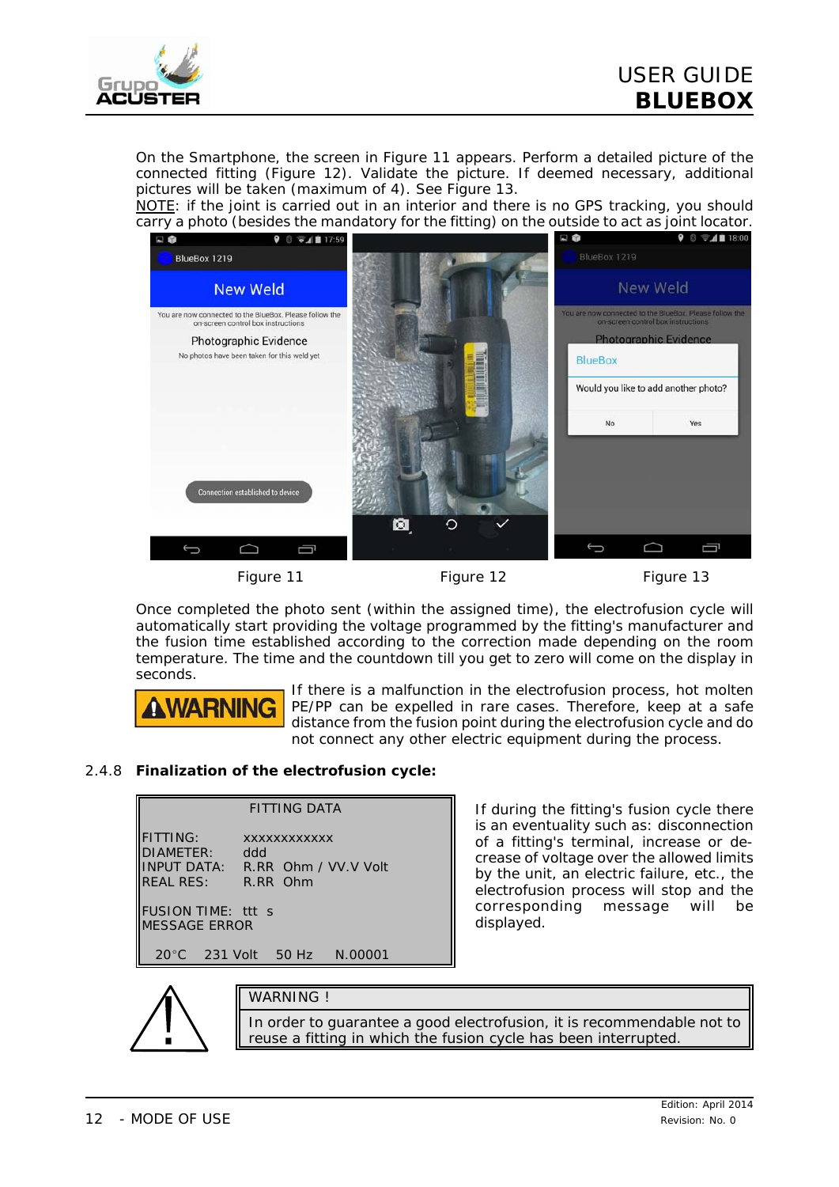On the Smartphone, the screen in Figure 11 appears. Perform a detailed picture of the connected fitting (Figure 12). Validate the picture. If deemed necessary, additional pictures will be taken (maximum of 4). See Figure 13.

NOTE: if the joint is carried out in an interior and there is no GPS tracking, you should carry a photo (besides the mandatory for the fitting) on the outside to act as joint locator.

Figure 11 Figure 12 Figure 13

Once completed the photo sent (within the assigned time), the electrofusion cycle will automatically start providing the voltage programmed by the fitting's manufacturer and the fusion time established according to the correction made depending on the room temperature. The time and the countdown till you get to zero will come on the display in seconds.

**WARNING** If there is a malfunction in the electrofusion process, hot molten PE/PP can be expelled in rare cases. Therefore, keep at a safe distance from the fusion point during the electrofusion cycle and do not connect any other electric equipment during the process.

## 2.4.8 Finalization of the electrofusion cycle:

```
              FITTING DATA

FITTING:      xxxxxxxxxxxx
DIAMETER:     ddd
INPUT DATA:   R.RR  Ohm / VV.V Volt
REAL RES:     R.RR  Ohm

FUSION TIME:  ttt  s
MESSAGE ERROR

  20°C   231 Volt   50 Hz    N.00001
```

If during the fitting's fusion cycle there is an eventuality such as: disconnection of a fitting's terminal, increase or decrease of voltage over the allowed limits by the unit, an electric failure, etc., the electrofusion process will stop and the corresponding message will be displayed.

| WARNING ! |
| --- |
| In order to guarantee a good electrofusion, it is recommendable not to reuse a fitting in which the fusion cycle has been interrupted. |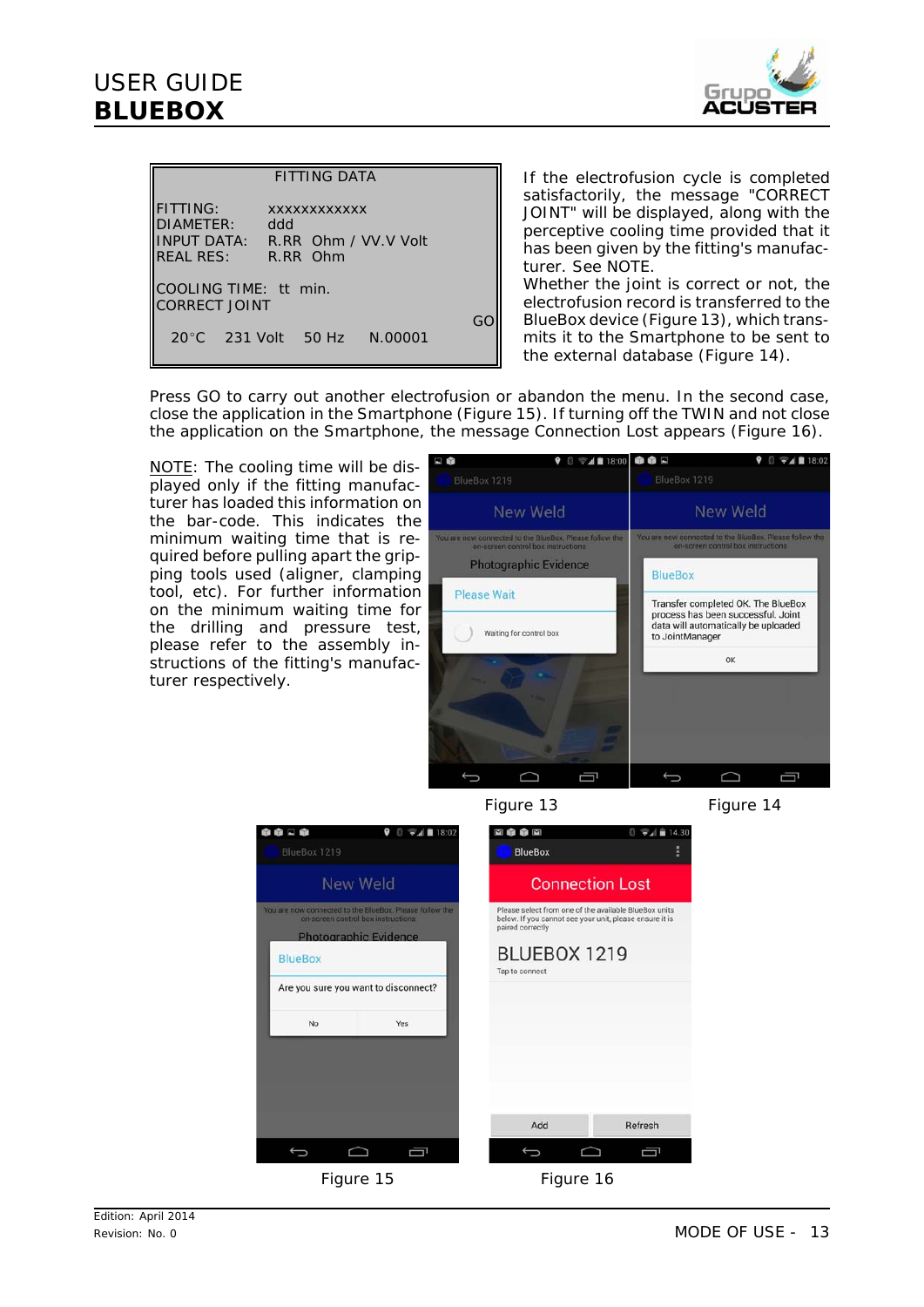```
                FITTING DATA

FITTING:       xxxxxxxxxxxx
DIAMETER:      ddd
INPUT DATA:    R.RR  Ohm / VV.V Volt
REAL RES:      R.RR  Ohm

COOLING TIME:  tt  min.
CORRECT JOINT
                                        GO
  20°C    231 Volt    50 Hz     N.00001
```

If the electrofusion cycle is completed satisfactorily, the message "CORRECT JOINT" will be displayed, along with the perceptive cooling time provided that it has been given by the fitting's manufacturer. See NOTE.
Whether the joint is correct or not, the electrofusion record is transferred to the BlueBox device (Figure 13), which transmits it to the Smartphone to be sent to the external database (Figure 14).

Press GO to carry out another electrofusion or abandon the menu. In the second case, close the application in the Smartphone (Figure 15). If turning off the TWIN and not close the application on the Smartphone, the message Connection Lost appears (Figure 16).

NOTE: The cooling time will be displayed only if the fitting manufacturer has loaded this information on the bar-code. This indicates the minimum waiting time that is required before pulling apart the gripping tools used (aligner, clamping tool, etc). For further information on the minimum waiting time for the drilling and pressure test, please refer to the assembly instructions of the fitting's manufacturer respectively.

Figure 13

Figure 14

Figure 15

Figure 16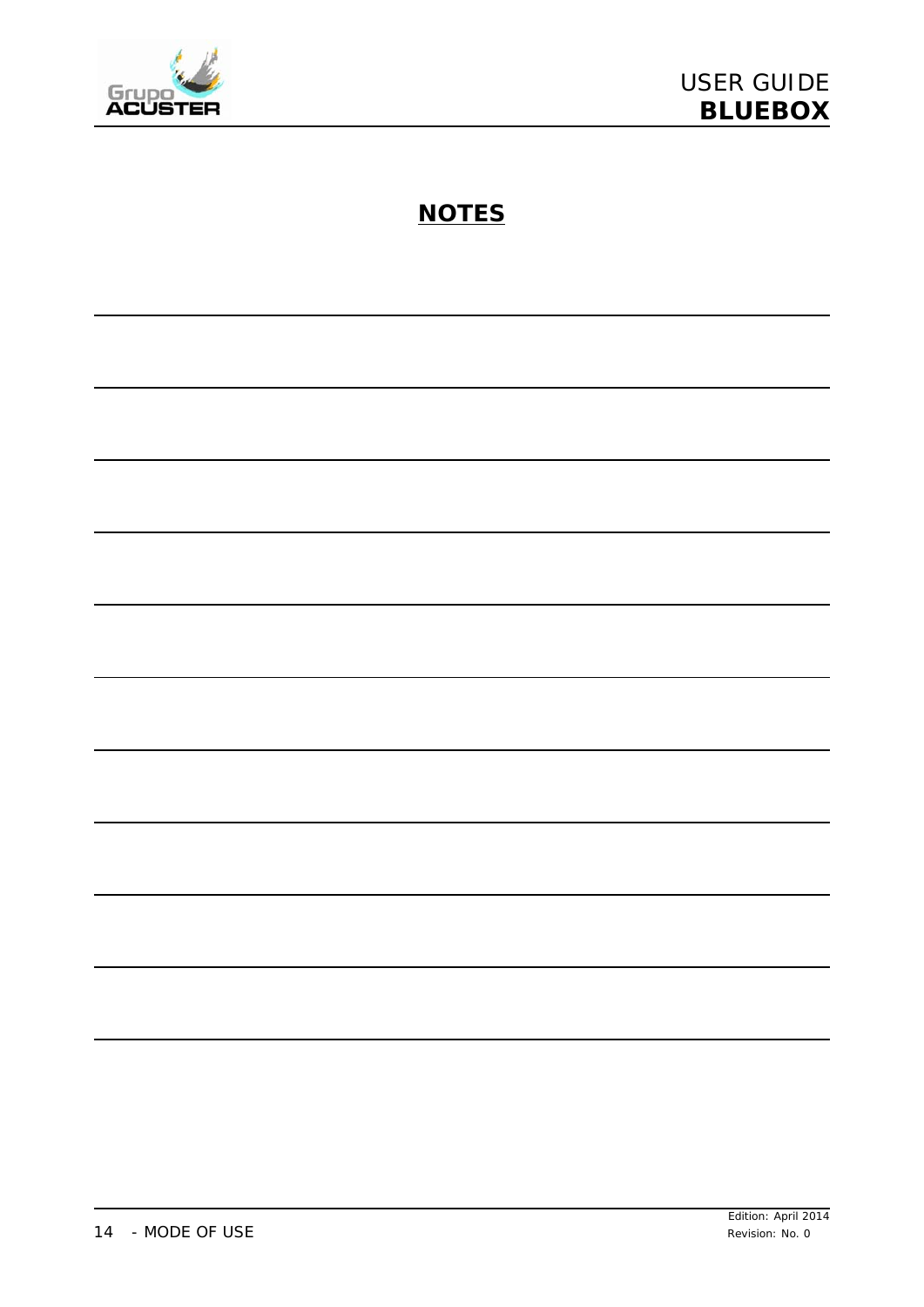## NOTES